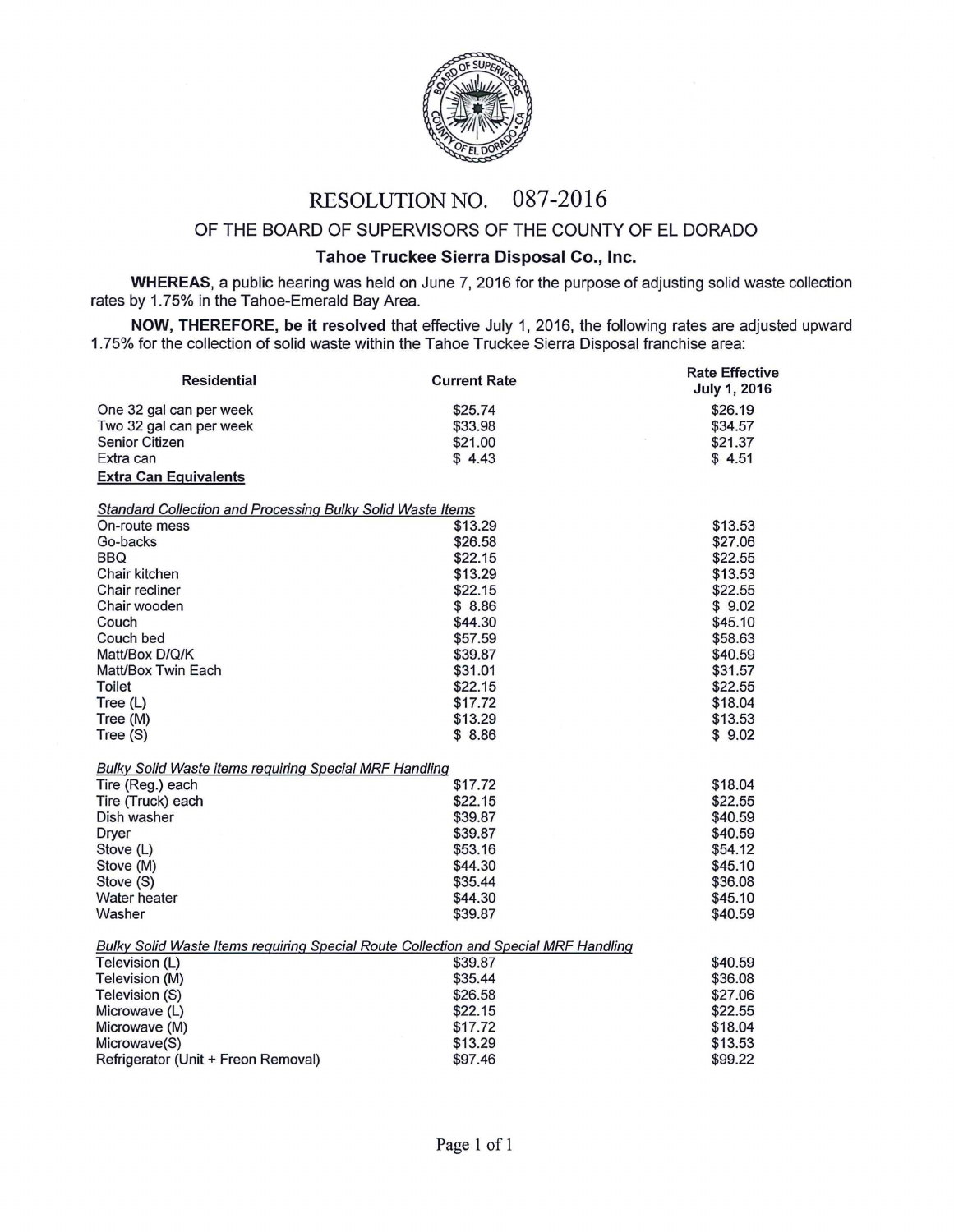# RESOLUTION NO. 087-2016

## OF THE BOARD OF SUPERVISORS OF THE COUNTY OF EL DORADO

### Tahoe Truckee Sierra Disposal Co., Inc.

**WHEREAS**, a public hearing was held on June 7, 2016 for the purpose of adjusting solid waste collection rates by 1.75% in the Tahoe-Emerald Bay Area.

**NOW, THEREFORE, be it resolved** that effective July 1, 2016, the following rates are adjusted upward 1.75% for the collection of solid waste within the Tahoe Truckee Sierra Disposal franchise area:

| Residential | Current Rate | Rate Effective July 1, 2016 |
|---|---|---|
| One 32 gal can per week | $25.74 | $26.19 |
| Two 32 gal can per week | $33.98 | $34.57 |
| Senior Citizen | $21.00 | $21.37 |
| Extra can | $ 4.43 | $ 4.51 |
| **Extra Can Equivalents** | | |
| *Standard Collection and Processing Bulky Solid Waste Items* | | |
| On-route mess | $13.29 | $13.53 |
| Go-backs | $26.58 | $27.06 |
| BBQ | $22.15 | $22.55 |
| Chair kitchen | $13.29 | $13.53 |
| Chair recliner | $22.15 | $22.55 |
| Chair wooden | $ 8.86 | $ 9.02 |
| Couch | $44.30 | $45.10 |
| Couch bed | $57.59 | $58.63 |
| Matt/Box D/Q/K | $39.87 | $40.59 |
| Matt/Box Twin Each | $31.01 | $31.57 |
| Toilet | $22.15 | $22.55 |
| Tree (L) | $17.72 | $18.04 |
| Tree (M) | $13.29 | $13.53 |
| Tree (S) | $ 8.86 | $ 9.02 |
| *Bulky Solid Waste items requiring Special MRF Handling* | | |
| Tire (Reg.) each | $17.72 | $18.04 |
| Tire (Truck) each | $22.15 | $22.55 |
| Dish washer | $39.87 | $40.59 |
| Dryer | $39.87 | $40.59 |
| Stove (L) | $53.16 | $54.12 |
| Stove (M) | $44.30 | $45.10 |
| Stove (S) | $35.44 | $36.08 |
| Water heater | $44.30 | $45.10 |
| Washer | $39.87 | $40.59 |
| *Bulky Solid Waste Items requiring Special Route Collection and Special MRF Handling* | | |
| Television (L) | $39.87 | $40.59 |
| Television (M) | $35.44 | $36.08 |
| Television (S) | $26.58 | $27.06 |
| Microwave (L) | $22.15 | $22.55 |
| Microwave (M) | $17.72 | $18.04 |
| Microwave(S) | $13.29 | $13.53 |
| Refrigerator (Unit + Freon Removal) | $97.46 | $99.22 |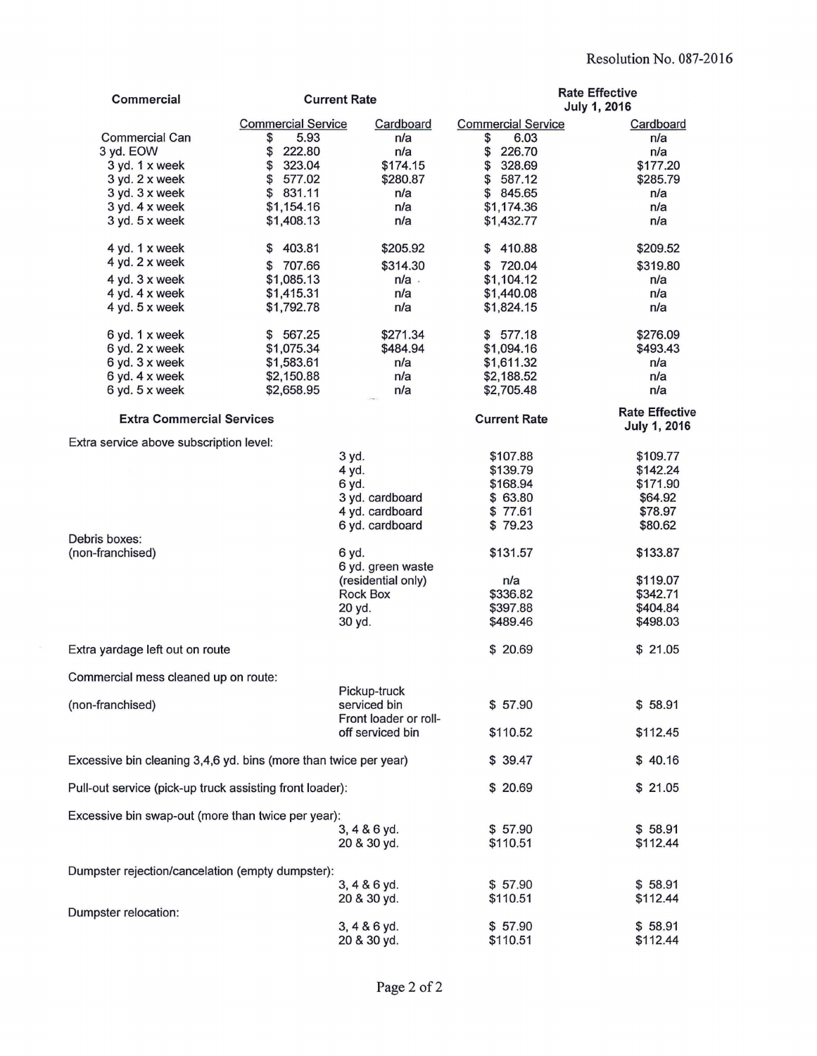Resolution No. 087-2016

| Commercial | Current Rate | | Rate Effective July 1, 2016 | |
|---|---|---|---|---|
| | Commercial Service | Cardboard | Commercial Service | Cardboard |
| Commercial Can | $ 5.93 | n/a | $ 6.03 | n/a |
| 3 yd. EOW | $ 222.80 | n/a | $ 226.70 | n/a |
| 3 yd. 1 x week | $ 323.04 | $174.15 | $ 328.69 | $177.20 |
| 3 yd. 2 x week | $ 577.02 | $280.87 | $ 587.12 | $285.79 |
| 3 yd. 3 x week | $ 831.11 | n/a | $ 845.65 | n/a |
| 3 yd. 4 x week | $1,154.16 | n/a | $1,174.36 | n/a |
| 3 yd. 5 x week | $1,408.13 | n/a | $1,432.77 | n/a |
| 4 yd. 1 x week | $ 403.81 | $205.92 | $ 410.88 | $209.52 |
| 4 yd. 2 x week | $ 707.66 | $314.30 | $ 720.04 | $319.80 |
| 4 yd. 3 x week | $1,085.13 | n/a | $1,104.12 | n/a |
| 4 yd. 4 x week | $1,415.31 | n/a | $1,440.08 | n/a |
| 4 yd. 5 x week | $1,792.78 | n/a | $1,824.15 | n/a |
| 6 yd. 1 x week | $ 567.25 | $271.34 | $ 577.18 | $276.09 |
| 6 yd. 2 x week | $1,075.34 | $484.94 | $1,094.16 | $493.43 |
| 6 yd. 3 x week | $1,583.61 | n/a | $1,611.32 | n/a |
| 6 yd. 4 x week | $2,150.88 | n/a | $2,188.52 | n/a |
| 6 yd. 5 x week | $2,658.95 | n/a | $2,705.48 | n/a |

| Extra Commercial Services | | Current Rate | Rate Effective July 1, 2016 |
|---|---|---|---|
| Extra service above subscription level: | 3 yd. | $107.88 | $109.77 |
| | 4 yd. | $139.79 | $142.24 |
| | 6 yd. | $168.94 | $171.90 |
| | 3 yd. cardboard | $ 63.80 | $64.92 |
| | 4 yd. cardboard | $ 77.61 | $78.97 |
| | 6 yd. cardboard | $ 79.23 | $80.62 |
| Debris boxes: (non-franchised) | 6 yd. | $131.57 | $133.87 |
| | 6 yd. green waste (residential only) | n/a | $119.07 |
| | Rock Box | $336.82 | $342.71 |
| | 20 yd. | $397.88 | $404.84 |
| | 30 yd. | $489.46 | $498.03 |
| Extra yardage left out on route | | $ 20.69 | $ 21.05 |
| Commercial mess cleaned up on route: (non-franchised) | Pickup-truck serviced bin | $ 57.90 | $ 58.91 |
| | Front loader or roll-off serviced bin | $110.52 | $112.45 |
| Excessive bin cleaning 3,4,6 yd. bins (more than twice per year) | | $ 39.47 | $ 40.16 |
| Pull-out service (pick-up truck assisting front loader): | | $ 20.69 | $ 21.05 |
| Excessive bin swap-out (more than twice per year): | 3, 4 & 6 yd. | $ 57.90 | $ 58.91 |
| | 20 & 30 yd. | $110.51 | $112.44 |
| Dumpster rejection/cancelation (empty dumpster): | 3, 4 & 6 yd. | $ 57.90 | $ 58.91 |
| | 20 & 30 yd. | $110.51 | $112.44 |
| Dumpster relocation: | 3, 4 & 6 yd. | $ 57.90 | $ 58.91 |
| | 20 & 30 yd. | $110.51 | $112.44 |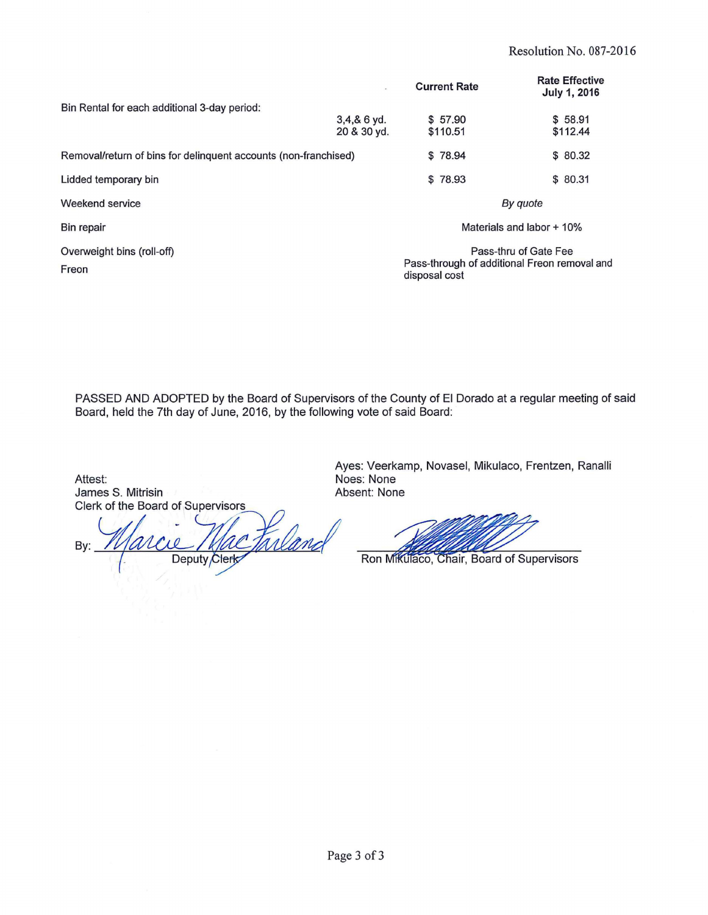Resolution No. 087-2016

| | | Current Rate | Rate Effective July 1, 2016 |
|---|---|---|---|
| Bin Rental for each additional 3-day period: | | | |
| | 3,4,& 6 yd. | $ 57.90 | $ 58.91 |
| | 20 & 30 yd. | $110.51 | $112.44 |
| Removal/return of bins for delinquent accounts (non-franchised) | | $ 78.94 | $ 80.32 |
| Lidded temporary bin | | $ 78.93 | $ 80.31 |
| Weekend service | | *By quote* | |
| Bin repair | | Materials and labor + 10% | |
| Overweight bins (roll-off) | | Pass-thru of Gate Fee | |
| Freon | | Pass-through of additional Freon removal and disposal cost | |

PASSED AND ADOPTED by the Board of Supervisors of the County of El Dorado at a regular meeting of said Board, held the 7th day of June, 2016, by the following vote of said Board:

Ayes: Veerkamp, Novasel, Mikulaco, Frentzen, Ranalli
Noes: None
Absent: None

Attest:
James S. Mitrisin
Clerk of the Board of Supervisors

By: Marcie MacFarland
Deputy Clerk

Ron Mikulaco, Chair, Board of Supervisors